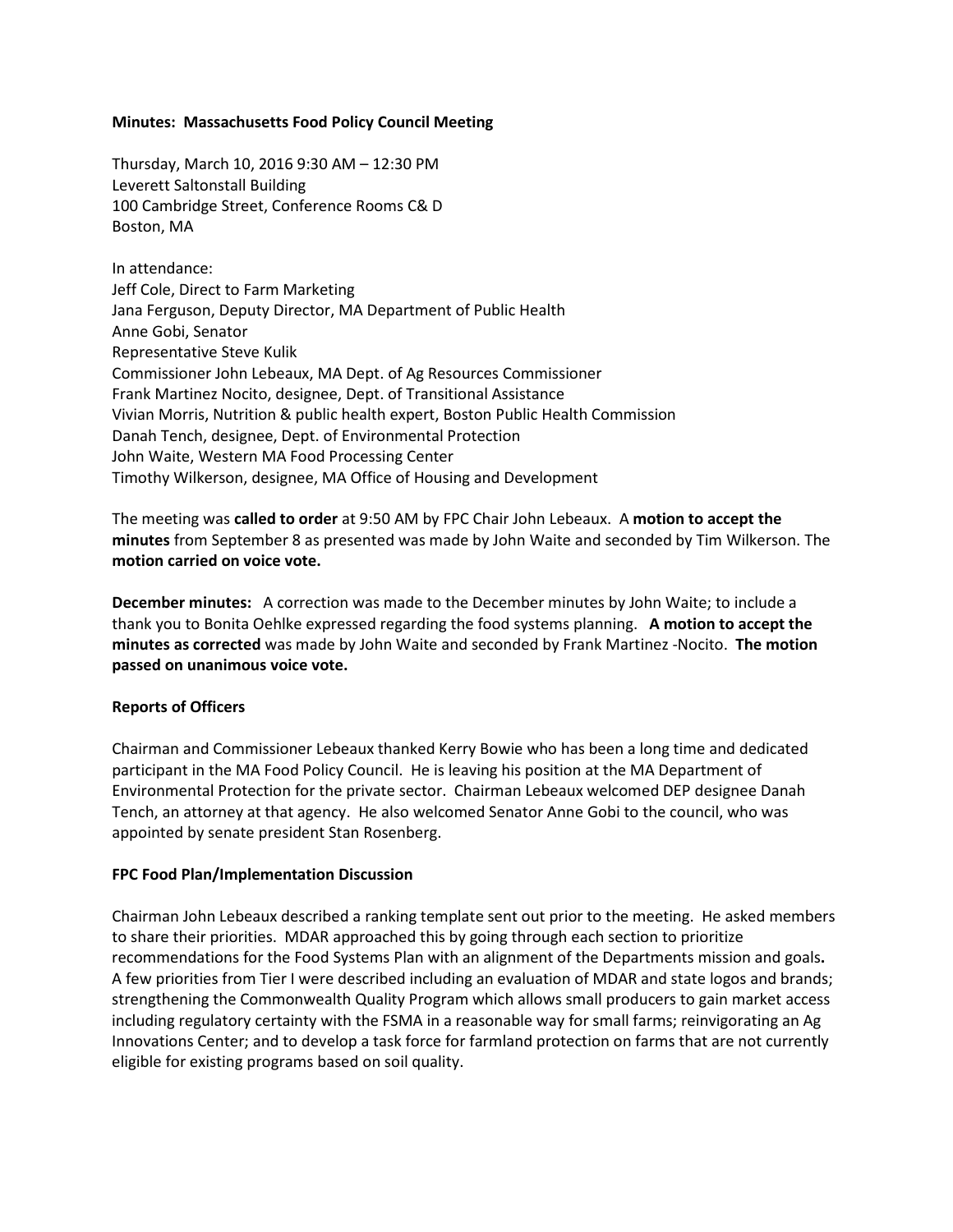**Minutes: Massachusetts Food Policy Council Meeting**

Thursday, March 10, 2016 9:30 AM – 12:30 PM
Leverett Saltonstall Building
100 Cambridge Street, Conference Rooms C& D
Boston, MA

In attendance:
Jeff Cole, Direct to Farm Marketing
Jana Ferguson, Deputy Director, MA Department of Public Health
Anne Gobi, Senator
Representative Steve Kulik
Commissioner John Lebeaux, MA Dept. of Ag Resources Commissioner
Frank Martinez Nocito, designee, Dept. of Transitional Assistance
Vivian Morris, Nutrition & public health expert, Boston Public Health Commission
Danah Tench, designee, Dept. of Environmental Protection
John Waite, Western MA Food Processing Center
Timothy Wilkerson, designee, MA Office of Housing and Development

The meeting was **called to order** at 9:50 AM by FPC Chair John Lebeaux. A **motion to accept the minutes** from September 8 as presented was made by John Waite and seconded by Tim Wilkerson. The **motion carried on voice vote.**

**December minutes:** A correction was made to the December minutes by John Waite; to include a thank you to Bonita Oehlke expressed regarding the food systems planning. **A motion to accept the minutes as corrected** was made by John Waite and seconded by Frank Martinez -Nocito. **The motion passed on unanimous voice vote.**

**Reports of Officers**

Chairman and Commissioner Lebeaux thanked Kerry Bowie who has been a long time and dedicated participant in the MA Food Policy Council. He is leaving his position at the MA Department of Environmental Protection for the private sector. Chairman Lebeaux welcomed DEP designee Danah Tench, an attorney at that agency. He also welcomed Senator Anne Gobi to the council, who was appointed by senate president Stan Rosenberg.

**FPC Food Plan/Implementation Discussion**

Chairman John Lebeaux described a ranking template sent out prior to the meeting. He asked members to share their priorities. MDAR approached this by going through each section to prioritize recommendations for the Food Systems Plan with an alignment of the Departments mission and goals**.** A few priorities from Tier I were described including an evaluation of MDAR and state logos and brands; strengthening the Commonwealth Quality Program which allows small producers to gain market access including regulatory certainty with the FSMA in a reasonable way for small farms; reinvigorating an Ag Innovations Center; and to develop a task force for farmland protection on farms that are not currently eligible for existing programs based on soil quality.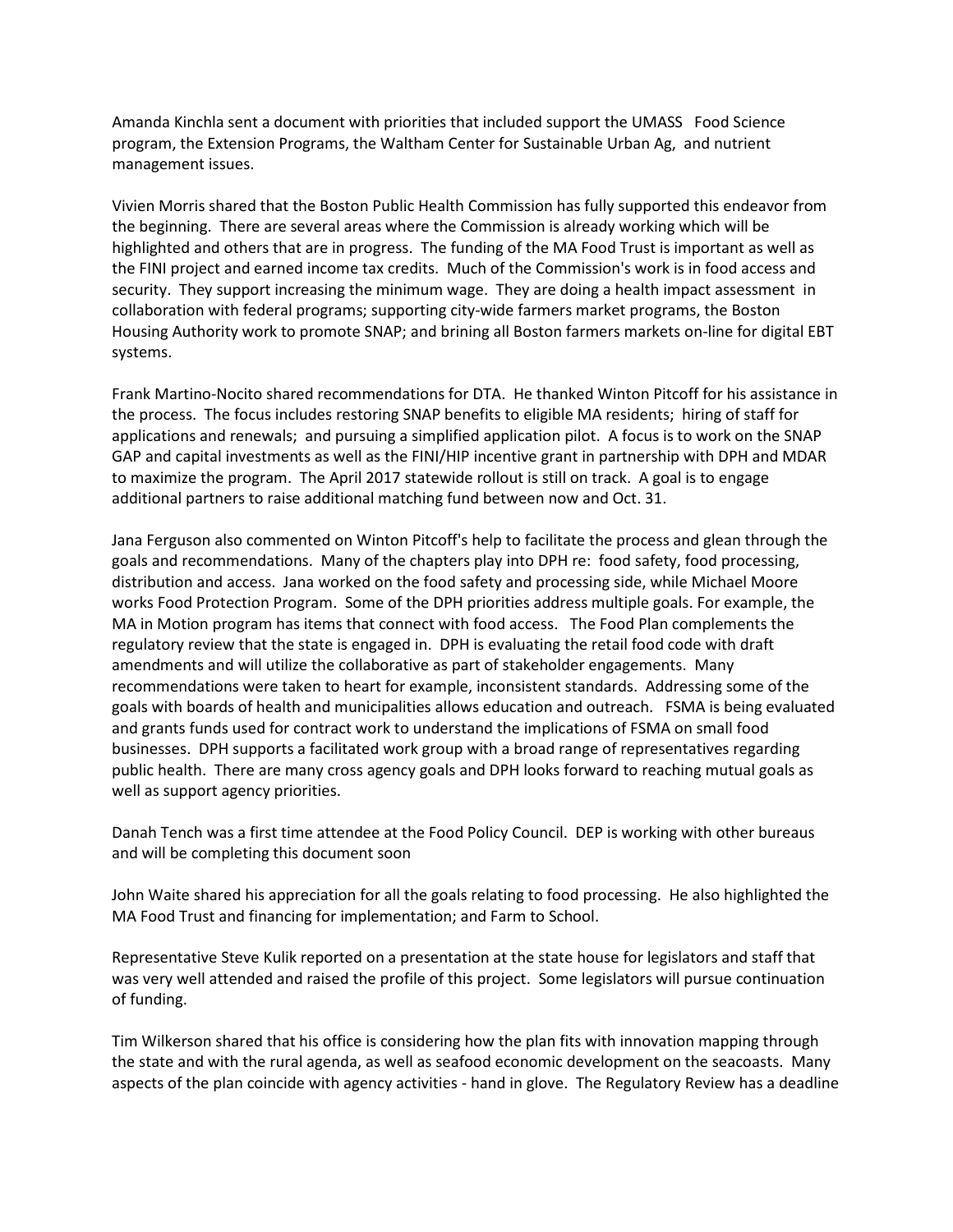Amanda Kinchla sent a document with priorities that included support the UMASS Food Science program, the Extension Programs, the Waltham Center for Sustainable Urban Ag, and nutrient management issues.

Vivien Morris shared that the Boston Public Health Commission has fully supported this endeavor from the beginning. There are several areas where the Commission is already working which will be highlighted and others that are in progress. The funding of the MA Food Trust is important as well as the FINI project and earned income tax credits. Much of the Commission's work is in food access and security. They support increasing the minimum wage. They are doing a health impact assessment in collaboration with federal programs; supporting city-wide farmers market programs, the Boston Housing Authority work to promote SNAP; and brining all Boston farmers markets on-line for digital EBT systems.

Frank Martino-Nocito shared recommendations for DTA. He thanked Winton Pitcoff for his assistance in the process. The focus includes restoring SNAP benefits to eligible MA residents; hiring of staff for applications and renewals; and pursuing a simplified application pilot. A focus is to work on the SNAP GAP and capital investments as well as the FINI/HIP incentive grant in partnership with DPH and MDAR to maximize the program. The April 2017 statewide rollout is still on track. A goal is to engage additional partners to raise additional matching fund between now and Oct. 31.

Jana Ferguson also commented on Winton Pitcoff's help to facilitate the process and glean through the goals and recommendations. Many of the chapters play into DPH re: food safety, food processing, distribution and access. Jana worked on the food safety and processing side, while Michael Moore works Food Protection Program. Some of the DPH priorities address multiple goals. For example, the MA in Motion program has items that connect with food access. The Food Plan complements the regulatory review that the state is engaged in. DPH is evaluating the retail food code with draft amendments and will utilize the collaborative as part of stakeholder engagements. Many recommendations were taken to heart for example, inconsistent standards. Addressing some of the goals with boards of health and municipalities allows education and outreach. FSMA is being evaluated and grants funds used for contract work to understand the implications of FSMA on small food businesses. DPH supports a facilitated work group with a broad range of representatives regarding public health. There are many cross agency goals and DPH looks forward to reaching mutual goals as well as support agency priorities.

Danah Tench was a first time attendee at the Food Policy Council. DEP is working with other bureaus and will be completing this document soon

John Waite shared his appreciation for all the goals relating to food processing. He also highlighted the MA Food Trust and financing for implementation; and Farm to School.

Representative Steve Kulik reported on a presentation at the state house for legislators and staff that was very well attended and raised the profile of this project. Some legislators will pursue continuation of funding.

Tim Wilkerson shared that his office is considering how the plan fits with innovation mapping through the state and with the rural agenda, as well as seafood economic development on the seacoasts. Many aspects of the plan coincide with agency activities - hand in glove. The Regulatory Review has a deadline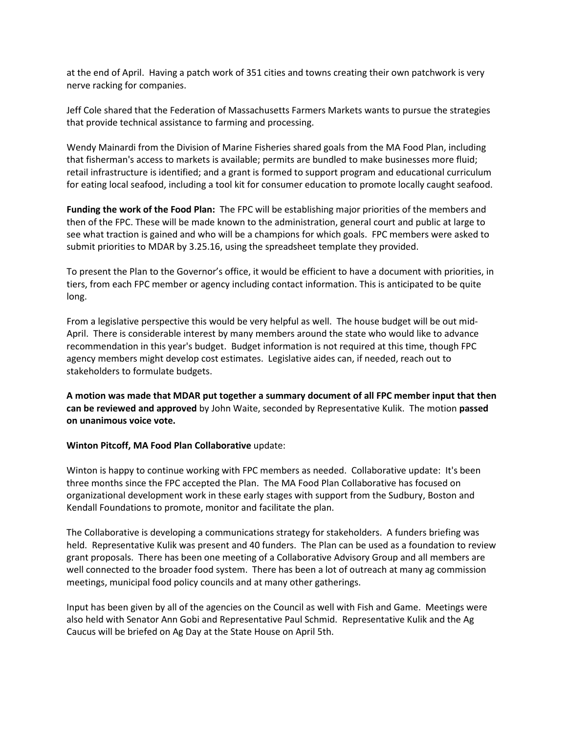at the end of April. Having a patch work of 351 cities and towns creating their own patchwork is very nerve racking for companies.

Jeff Cole shared that the Federation of Massachusetts Farmers Markets wants to pursue the strategies that provide technical assistance to farming and processing.

Wendy Mainardi from the Division of Marine Fisheries shared goals from the MA Food Plan, including that fisherman's access to markets is available; permits are bundled to make businesses more fluid; retail infrastructure is identified; and a grant is formed to support program and educational curriculum for eating local seafood, including a tool kit for consumer education to promote locally caught seafood.

**Funding the work of the Food Plan:** The FPC will be establishing major priorities of the members and then of the FPC. These will be made known to the administration, general court and public at large to see what traction is gained and who will be a champions for which goals. FPC members were asked to submit priorities to MDAR by 3.25.16, using the spreadsheet template they provided.

To present the Plan to the Governor's office, it would be efficient to have a document with priorities, in tiers, from each FPC member or agency including contact information. This is anticipated to be quite long.

From a legislative perspective this would be very helpful as well. The house budget will be out mid-April. There is considerable interest by many members around the state who would like to advance recommendation in this year's budget. Budget information is not required at this time, though FPC agency members might develop cost estimates. Legislative aides can, if needed, reach out to stakeholders to formulate budgets.

**A motion was made that MDAR put together a summary document of all FPC member input that then can be reviewed and approved** by John Waite, seconded by Representative Kulik. The motion **passed on unanimous voice vote.**

**Winton Pitcoff, MA Food Plan Collaborative** update:

Winton is happy to continue working with FPC members as needed. Collaborative update: It's been three months since the FPC accepted the Plan. The MA Food Plan Collaborative has focused on organizational development work in these early stages with support from the Sudbury, Boston and Kendall Foundations to promote, monitor and facilitate the plan.

The Collaborative is developing a communications strategy for stakeholders. A funders briefing was held. Representative Kulik was present and 40 funders. The Plan can be used as a foundation to review grant proposals. There has been one meeting of a Collaborative Advisory Group and all members are well connected to the broader food system. There has been a lot of outreach at many ag commission meetings, municipal food policy councils and at many other gatherings.

Input has been given by all of the agencies on the Council as well with Fish and Game. Meetings were also held with Senator Ann Gobi and Representative Paul Schmid. Representative Kulik and the Ag Caucus will be briefed on Ag Day at the State House on April 5th.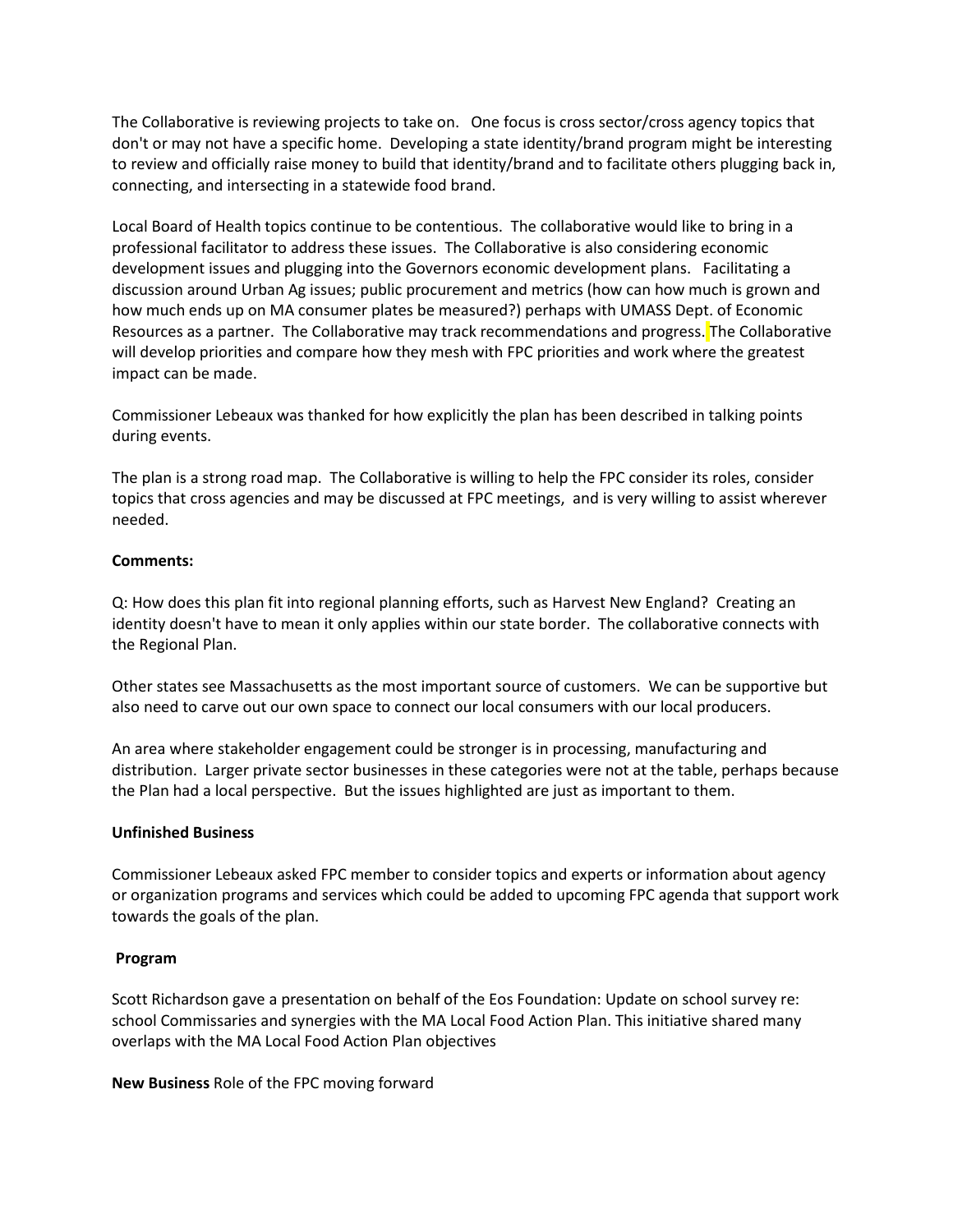The Collaborative is reviewing projects to take on. One focus is cross sector/cross agency topics that don't or may not have a specific home. Developing a state identity/brand program might be interesting to review and officially raise money to build that identity/brand and to facilitate others plugging back in, connecting, and intersecting in a statewide food brand.

Local Board of Health topics continue to be contentious. The collaborative would like to bring in a professional facilitator to address these issues. The Collaborative is also considering economic development issues and plugging into the Governors economic development plans. Facilitating a discussion around Urban Ag issues; public procurement and metrics (how can how much is grown and how much ends up on MA consumer plates be measured?) perhaps with UMASS Dept. of Economic Resources as a partner. The Collaborative may track recommendations and progress. The Collaborative will develop priorities and compare how they mesh with FPC priorities and work where the greatest impact can be made.

Commissioner Lebeaux was thanked for how explicitly the plan has been described in talking points during events.

The plan is a strong road map. The Collaborative is willing to help the FPC consider its roles, consider topics that cross agencies and may be discussed at FPC meetings, and is very willing to assist wherever needed.

**Comments:**

Q: How does this plan fit into regional planning efforts, such as Harvest New England? Creating an identity doesn't have to mean it only applies within our state border. The collaborative connects with the Regional Plan.

Other states see Massachusetts as the most important source of customers. We can be supportive but also need to carve out our own space to connect our local consumers with our local producers.

An area where stakeholder engagement could be stronger is in processing, manufacturing and distribution. Larger private sector businesses in these categories were not at the table, perhaps because the Plan had a local perspective. But the issues highlighted are just as important to them.

**Unfinished Business**

Commissioner Lebeaux asked FPC member to consider topics and experts or information about agency or organization programs and services which could be added to upcoming FPC agenda that support work towards the goals of the plan.

**Program**

Scott Richardson gave a presentation on behalf of the Eos Foundation: Update on school survey re: school Commissaries and synergies with the MA Local Food Action Plan. This initiative shared many overlaps with the MA Local Food Action Plan objectives

**New Business** Role of the FPC moving forward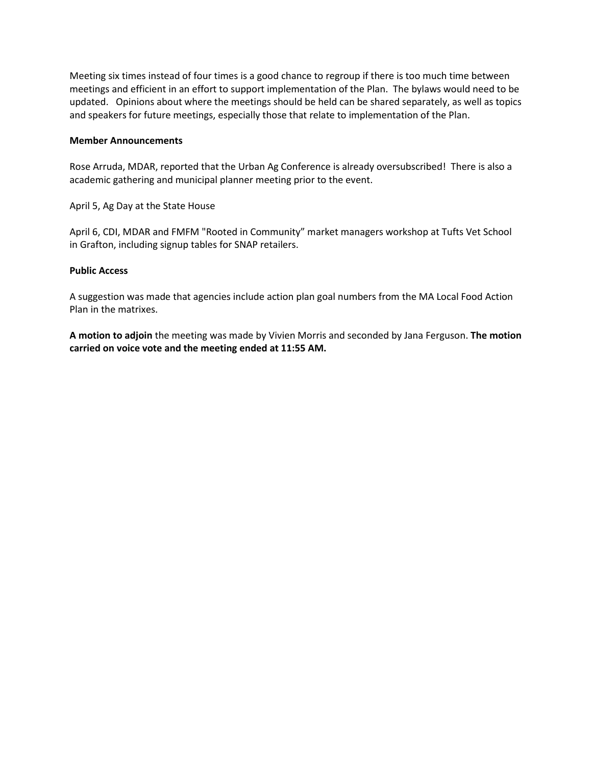Meeting six times instead of four times is a good chance to regroup if there is too much time between meetings and efficient in an effort to support implementation of the Plan. The bylaws would need to be updated. Opinions about where the meetings should be held can be shared separately, as well as topics and speakers for future meetings, especially those that relate to implementation of the Plan.

**Member Announcements**

Rose Arruda, MDAR, reported that the Urban Ag Conference is already oversubscribed! There is also a academic gathering and municipal planner meeting prior to the event.

April 5, Ag Day at the State House

April 6, CDI, MDAR and FMFM "Rooted in Community" market managers workshop at Tufts Vet School in Grafton, including signup tables for SNAP retailers.

**Public Access**

A suggestion was made that agencies include action plan goal numbers from the MA Local Food Action Plan in the matrixes.

**A motion to adjoin** the meeting was made by Vivien Morris and seconded by Jana Ferguson. **The motion carried on voice vote and the meeting ended at 11:55 AM.**